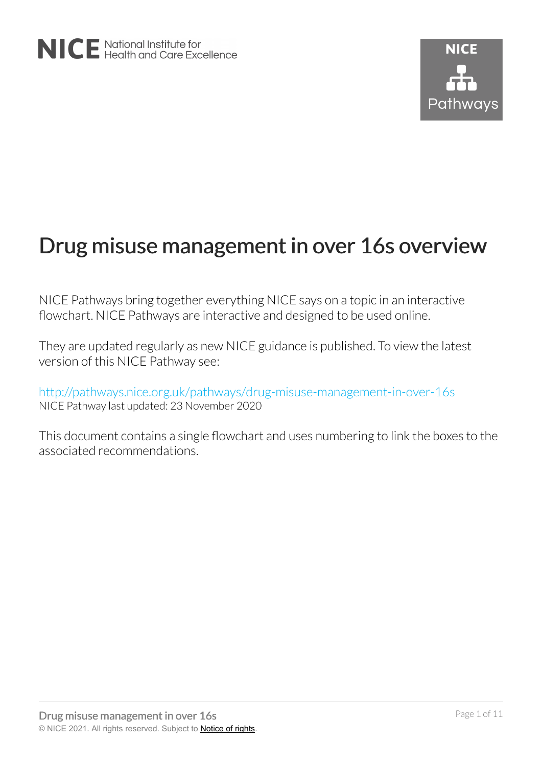NICE National Institute for Health and Care Excellence

NICE Pathways

# Drug misuse management in over 16s overview

NICE Pathways bring together everything NICE says on a topic in an interactive flowchart. NICE Pathways are interactive and designed to be used online.

They are updated regularly as new NICE guidance is published. To view the latest version of this NICE Pathway see:

http://pathways.nice.org.uk/pathways/drug-misuse-management-in-over-16s
NICE Pathway last updated: 23 November 2020

This document contains a single flowchart and uses numbering to link the boxes to the associated recommendations.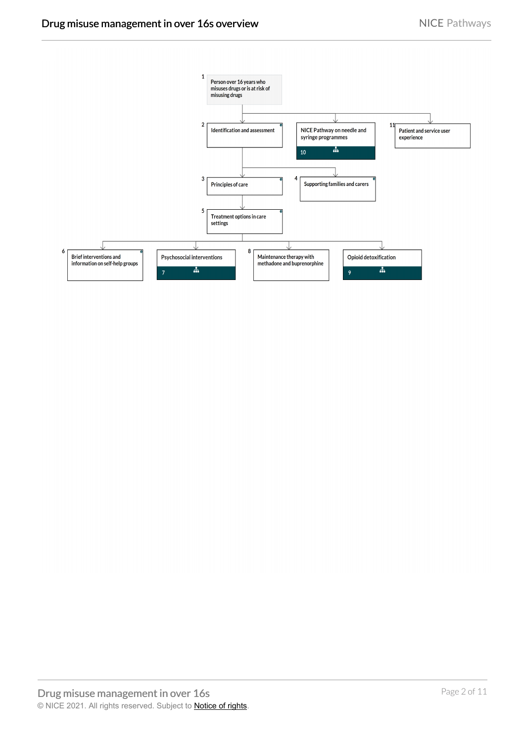1. Person over 16 years who misuses drugs or is at risk of misusing drugs
2. Identification and assessment
3. Principles of care
4. Supporting families and carers
5. Treatment options in care settings
6. Brief interventions and information on self-help groups
7. Psychosocial interventions
8. Maintenance therapy with methadone and buprenorphine
9. Opioid detoxification
10. NICE Pathway on needle and syringe programmes
11. Patient and service user experience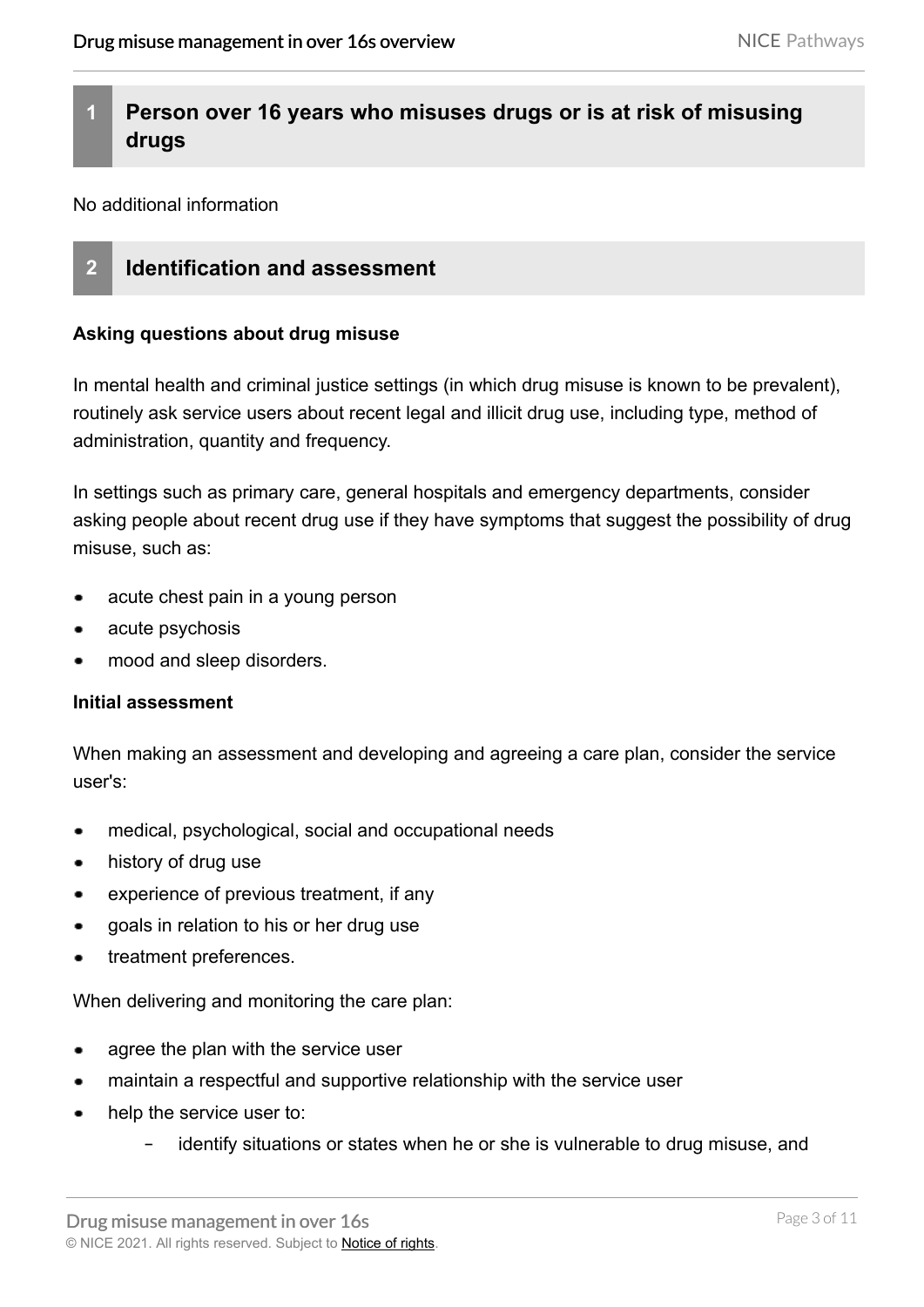## 1 Person over 16 years who misuses drugs or is at risk of misusing drugs

No additional information

## 2 Identification and assessment

**Asking questions about drug misuse**

In mental health and criminal justice settings (in which drug misuse is known to be prevalent), routinely ask service users about recent legal and illicit drug use, including type, method of administration, quantity and frequency.

In settings such as primary care, general hospitals and emergency departments, consider asking people about recent drug use if they have symptoms that suggest the possibility of drug misuse, such as:

- acute chest pain in a young person
- acute psychosis
- mood and sleep disorders.

**Initial assessment**

When making an assessment and developing and agreeing a care plan, consider the service user's:

- medical, psychological, social and occupational needs
- history of drug use
- experience of previous treatment, if any
- goals in relation to his or her drug use
- treatment preferences.

When delivering and monitoring the care plan:

- agree the plan with the service user
- maintain a respectful and supportive relationship with the service user
- help the service user to:
  - identify situations or states when he or she is vulnerable to drug misuse, and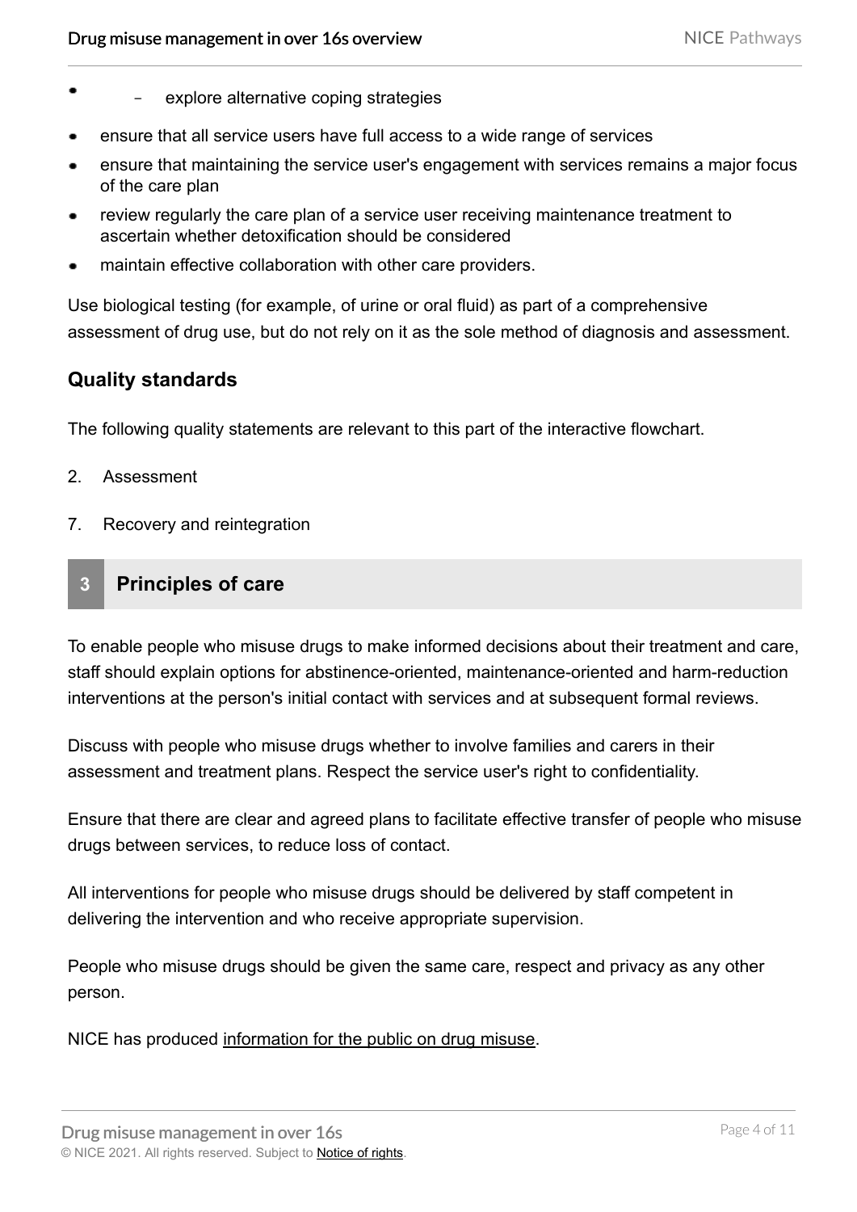- explore alternative coping strategies

- ensure that all service users have full access to a wide range of services
- ensure that maintaining the service user's engagement with services remains a major focus of the care plan
- review regularly the care plan of a service user receiving maintenance treatment to ascertain whether detoxification should be considered
- maintain effective collaboration with other care providers.

Use biological testing (for example, of urine or oral fluid) as part of a comprehensive assessment of drug use, but do not rely on it as the sole method of diagnosis and assessment.

### Quality standards

The following quality statements are relevant to this part of the interactive flowchart.

2. Assessment
7. Recovery and reintegration

## 3 Principles of care

To enable people who misuse drugs to make informed decisions about their treatment and care, staff should explain options for abstinence-oriented, maintenance-oriented and harm-reduction interventions at the person's initial contact with services and at subsequent formal reviews.

Discuss with people who misuse drugs whether to involve families and carers in their assessment and treatment plans. Respect the service user's right to confidentiality.

Ensure that there are clear and agreed plans to facilitate effective transfer of people who misuse drugs between services, to reduce loss of contact.

All interventions for people who misuse drugs should be delivered by staff competent in delivering the intervention and who receive appropriate supervision.

People who misuse drugs should be given the same care, respect and privacy as any other person.

NICE has produced information for the public on drug misuse.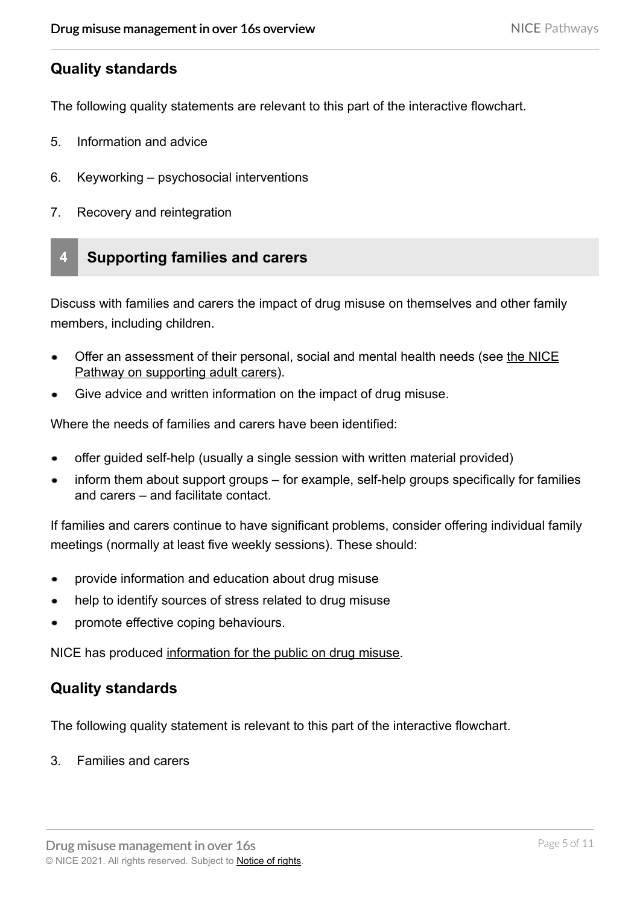## Quality standards

The following quality statements are relevant to this part of the interactive flowchart.

5. Information and advice
6. Keyworking – psychosocial interventions
7. Recovery and reintegration

## 4 Supporting families and carers

Discuss with families and carers the impact of drug misuse on themselves and other family members, including children.

- Offer an assessment of their personal, social and mental health needs (see the NICE Pathway on supporting adult carers).
- Give advice and written information on the impact of drug misuse.

Where the needs of families and carers have been identified:

- offer guided self-help (usually a single session with written material provided)
- inform them about support groups – for example, self-help groups specifically for families and carers – and facilitate contact.

If families and carers continue to have significant problems, consider offering individual family meetings (normally at least five weekly sessions). These should:

- provide information and education about drug misuse
- help to identify sources of stress related to drug misuse
- promote effective coping behaviours.

NICE has produced information for the public on drug misuse.

## Quality standards

The following quality statement is relevant to this part of the interactive flowchart.

3. Families and carers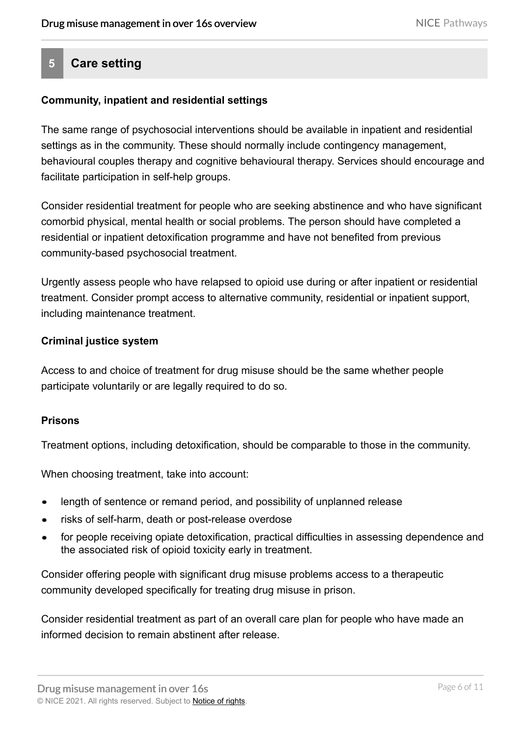## 5 Care setting

### Community, inpatient and residential settings

The same range of psychosocial interventions should be available in inpatient and residential settings as in the community. These should normally include contingency management, behavioural couples therapy and cognitive behavioural therapy. Services should encourage and facilitate participation in self-help groups.

Consider residential treatment for people who are seeking abstinence and who have significant comorbid physical, mental health or social problems. The person should have completed a residential or inpatient detoxification programme and have not benefited from previous community-based psychosocial treatment.

Urgently assess people who have relapsed to opioid use during or after inpatient or residential treatment. Consider prompt access to alternative community, residential or inpatient support, including maintenance treatment.

### Criminal justice system

Access to and choice of treatment for drug misuse should be the same whether people participate voluntarily or are legally required to do so.

### Prisons

Treatment options, including detoxification, should be comparable to those in the community.

When choosing treatment, take into account:

- length of sentence or remand period, and possibility of unplanned release
- risks of self-harm, death or post-release overdose
- for people receiving opiate detoxification, practical difficulties in assessing dependence and the associated risk of opioid toxicity early in treatment.

Consider offering people with significant drug misuse problems access to a therapeutic community developed specifically for treating drug misuse in prison.

Consider residential treatment as part of an overall care plan for people who have made an informed decision to remain abstinent after release.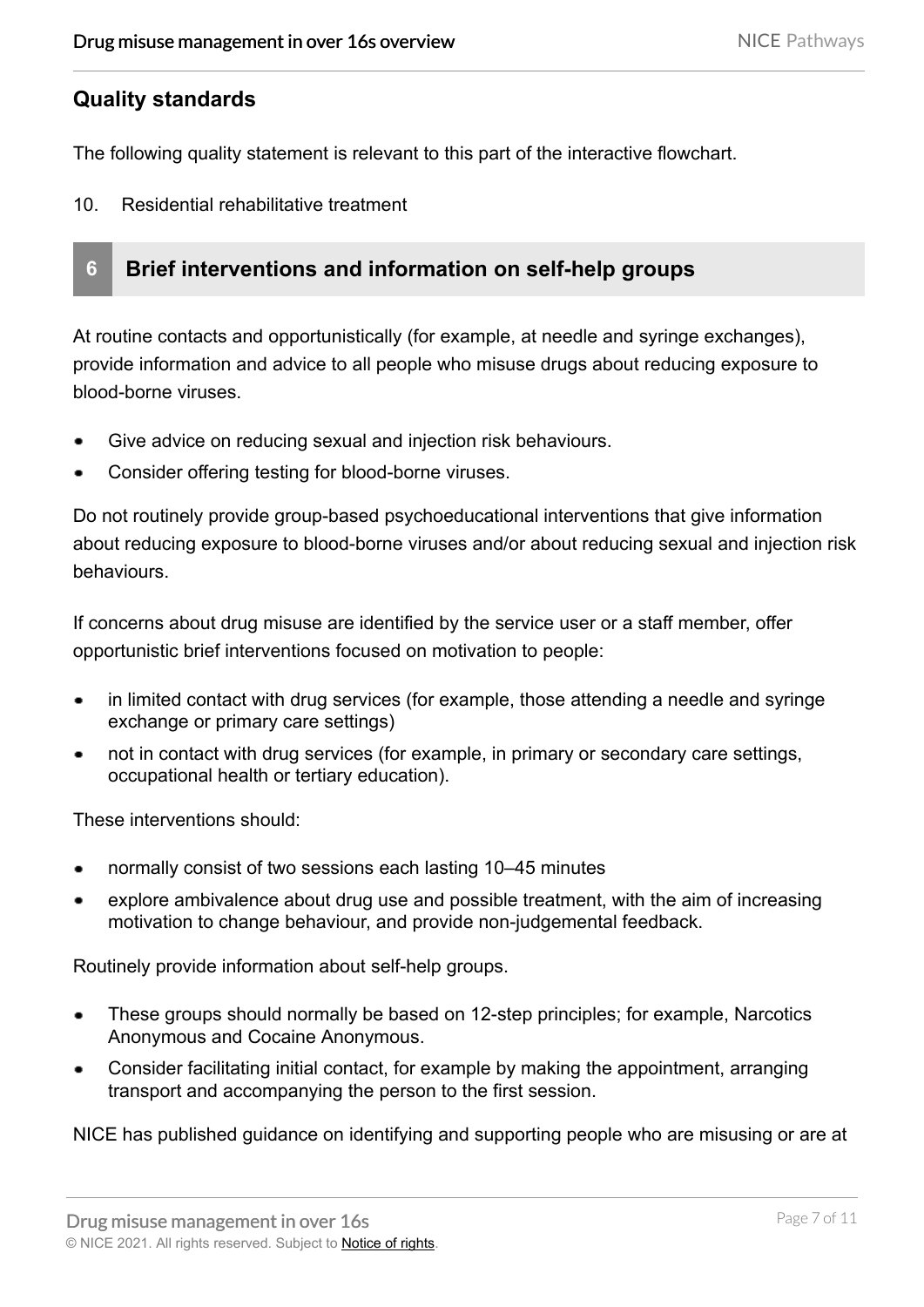## Quality standards

The following quality statement is relevant to this part of the interactive flowchart.

10. Residential rehabilitative treatment

## 6 Brief interventions and information on self-help groups

At routine contacts and opportunistically (for example, at needle and syringe exchanges), provide information and advice to all people who misuse drugs about reducing exposure to blood-borne viruses.

- Give advice on reducing sexual and injection risk behaviours.
- Consider offering testing for blood-borne viruses.

Do not routinely provide group-based psychoeducational interventions that give information about reducing exposure to blood-borne viruses and/or about reducing sexual and injection risk behaviours.

If concerns about drug misuse are identified by the service user or a staff member, offer opportunistic brief interventions focused on motivation to people:

- in limited contact with drug services (for example, those attending a needle and syringe exchange or primary care settings)
- not in contact with drug services (for example, in primary or secondary care settings, occupational health or tertiary education).

These interventions should:

- normally consist of two sessions each lasting 10–45 minutes
- explore ambivalence about drug use and possible treatment, with the aim of increasing motivation to change behaviour, and provide non-judgemental feedback.

Routinely provide information about self-help groups.

- These groups should normally be based on 12-step principles; for example, Narcotics Anonymous and Cocaine Anonymous.
- Consider facilitating initial contact, for example by making the appointment, arranging transport and accompanying the person to the first session.

NICE has published guidance on identifying and supporting people who are misusing or are at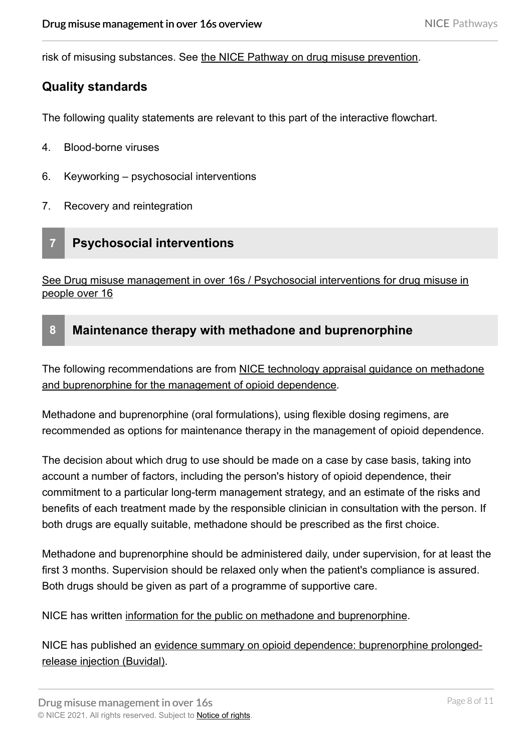risk of misusing substances. See the NICE Pathway on drug misuse prevention.

### Quality standards

The following quality statements are relevant to this part of the interactive flowchart.

4. Blood-borne viruses
6. Keyworking – psychosocial interventions
7. Recovery and reintegration

## 7 Psychosocial interventions

See Drug misuse management in over 16s / Psychosocial interventions for drug misuse in people over 16

## 8 Maintenance therapy with methadone and buprenorphine

The following recommendations are from NICE technology appraisal guidance on methadone and buprenorphine for the management of opioid dependence.

Methadone and buprenorphine (oral formulations), using flexible dosing regimens, are recommended as options for maintenance therapy in the management of opioid dependence.

The decision about which drug to use should be made on a case by case basis, taking into account a number of factors, including the person's history of opioid dependence, their commitment to a particular long-term management strategy, and an estimate of the risks and benefits of each treatment made by the responsible clinician in consultation with the person. If both drugs are equally suitable, methadone should be prescribed as the first choice.

Methadone and buprenorphine should be administered daily, under supervision, for at least the first 3 months. Supervision should be relaxed only when the patient's compliance is assured. Both drugs should be given as part of a programme of supportive care.

NICE has written information for the public on methadone and buprenorphine.

NICE has published an evidence summary on opioid dependence: buprenorphine prolonged-release injection (Buvidal).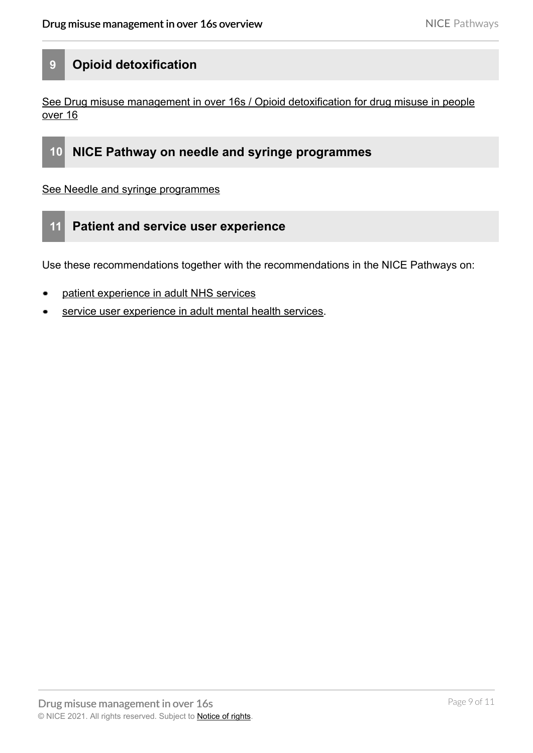## 9 Opioid detoxification

See Drug misuse management in over 16s / Opioid detoxification for drug misuse in people over 16

## 10 NICE Pathway on needle and syringe programmes

See Needle and syringe programmes

## 11 Patient and service user experience

Use these recommendations together with the recommendations in the NICE Pathways on:

- patient experience in adult NHS services
- service user experience in adult mental health services.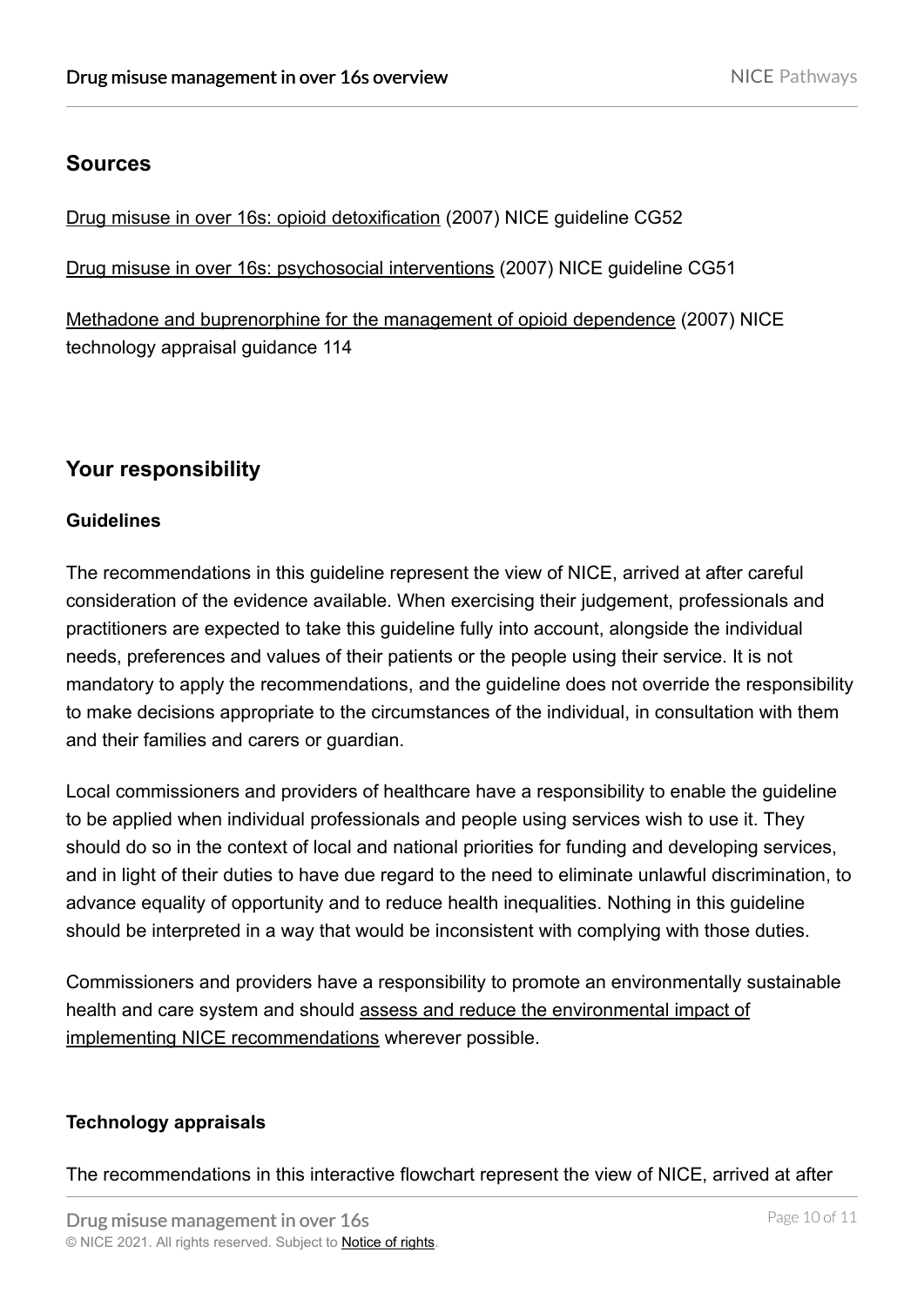## Sources

Drug misuse in over 16s: opioid detoxification (2007) NICE guideline CG52

Drug misuse in over 16s: psychosocial interventions (2007) NICE guideline CG51

Methadone and buprenorphine for the management of opioid dependence (2007) NICE technology appraisal guidance 114

## Your responsibility

### Guidelines

The recommendations in this guideline represent the view of NICE, arrived at after careful consideration of the evidence available. When exercising their judgement, professionals and practitioners are expected to take this guideline fully into account, alongside the individual needs, preferences and values of their patients or the people using their service. It is not mandatory to apply the recommendations, and the guideline does not override the responsibility to make decisions appropriate to the circumstances of the individual, in consultation with them and their families and carers or guardian.

Local commissioners and providers of healthcare have a responsibility to enable the guideline to be applied when individual professionals and people using services wish to use it. They should do so in the context of local and national priorities for funding and developing services, and in light of their duties to have due regard to the need to eliminate unlawful discrimination, to advance equality of opportunity and to reduce health inequalities. Nothing in this guideline should be interpreted in a way that would be inconsistent with complying with those duties.

Commissioners and providers have a responsibility to promote an environmentally sustainable health and care system and should assess and reduce the environmental impact of implementing NICE recommendations wherever possible.

### Technology appraisals

The recommendations in this interactive flowchart represent the view of NICE, arrived at after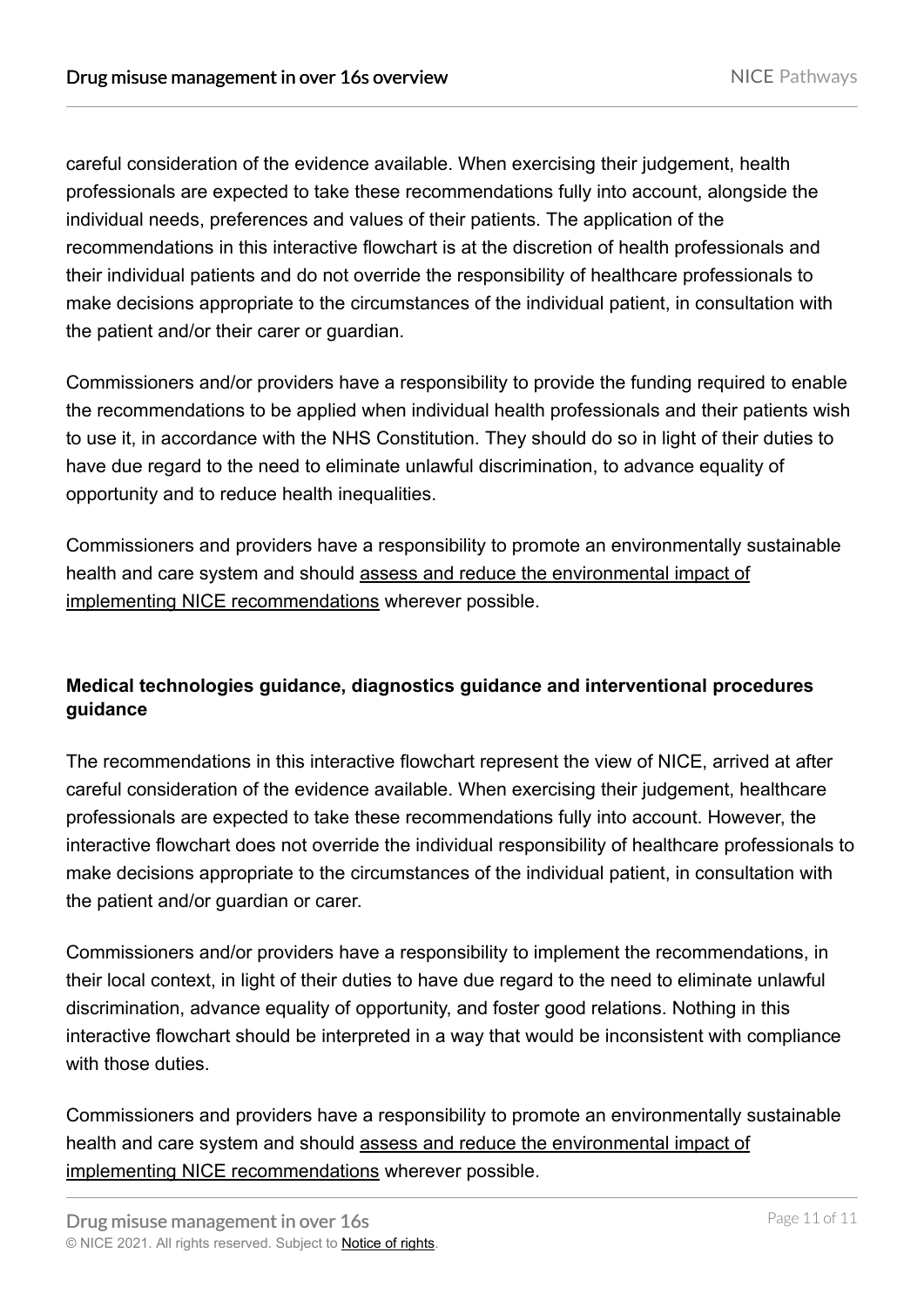careful consideration of the evidence available. When exercising their judgement, health professionals are expected to take these recommendations fully into account, alongside the individual needs, preferences and values of their patients. The application of the recommendations in this interactive flowchart is at the discretion of health professionals and their individual patients and do not override the responsibility of healthcare professionals to make decisions appropriate to the circumstances of the individual patient, in consultation with the patient and/or their carer or guardian.

Commissioners and/or providers have a responsibility to provide the funding required to enable the recommendations to be applied when individual health professionals and their patients wish to use it, in accordance with the NHS Constitution. They should do so in light of their duties to have due regard to the need to eliminate unlawful discrimination, to advance equality of opportunity and to reduce health inequalities.

Commissioners and providers have a responsibility to promote an environmentally sustainable health and care system and should assess and reduce the environmental impact of implementing NICE recommendations wherever possible.

**Medical technologies guidance, diagnostics guidance and interventional procedures guidance**

The recommendations in this interactive flowchart represent the view of NICE, arrived at after careful consideration of the evidence available. When exercising their judgement, healthcare professionals are expected to take these recommendations fully into account. However, the interactive flowchart does not override the individual responsibility of healthcare professionals to make decisions appropriate to the circumstances of the individual patient, in consultation with the patient and/or guardian or carer.

Commissioners and/or providers have a responsibility to implement the recommendations, in their local context, in light of their duties to have due regard to the need to eliminate unlawful discrimination, advance equality of opportunity, and foster good relations. Nothing in this interactive flowchart should be interpreted in a way that would be inconsistent with compliance with those duties.

Commissioners and providers have a responsibility to promote an environmentally sustainable health and care system and should assess and reduce the environmental impact of implementing NICE recommendations wherever possible.